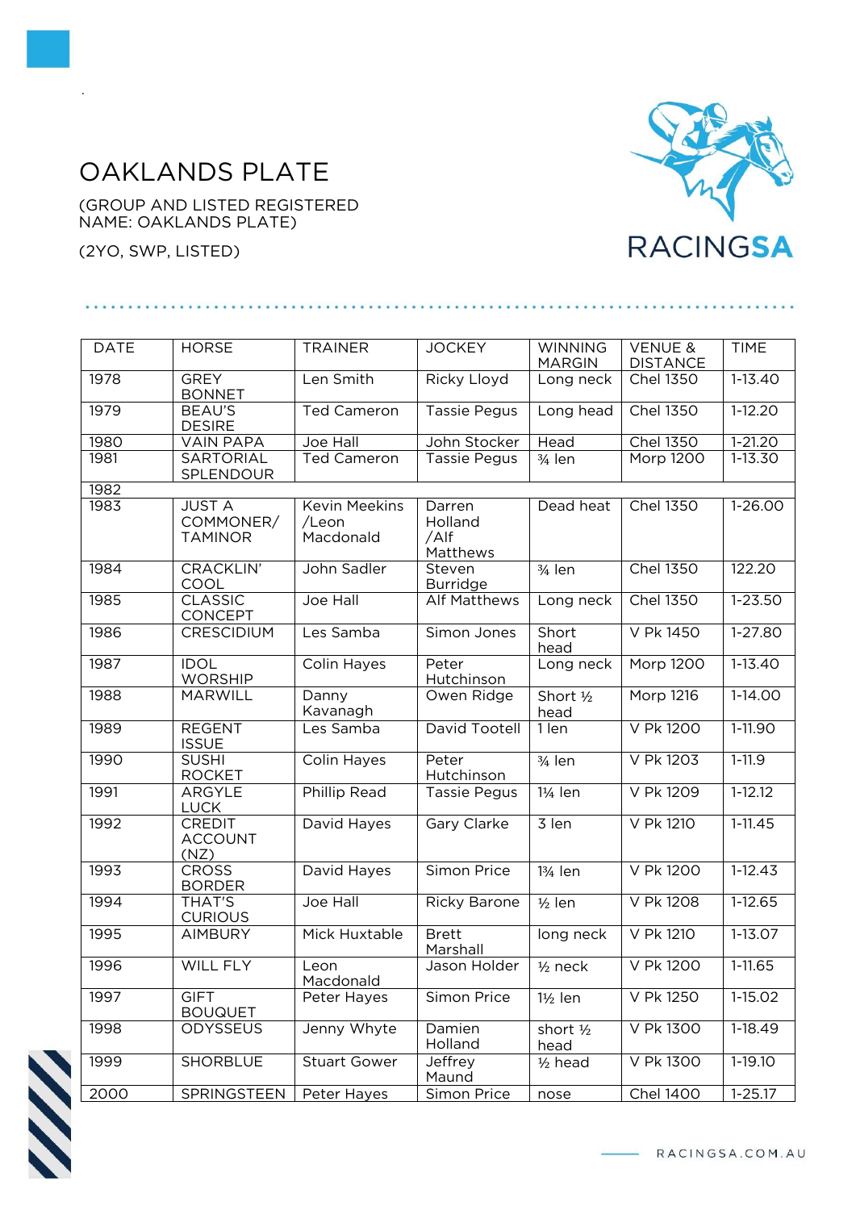# OAKLANDS PLATE

(GROUP AND LISTED REGISTERED NAME: OAKLANDS PLATE)

(2YO, SWP, LISTED)

| DATE | HORSE | TRAINER | JOCKEY | WINNING MARGIN | VENUE & DISTANCE | TIME |
|---|---|---|---|---|---|---|
| 1978 | GREY BONNET | Len Smith | Ricky Lloyd | Long neck | Chel 1350 | 1-13.40 |
| 1979 | BEAU'S DESIRE | Ted Cameron | Tassie Pegus | Long head | Chel 1350 | 1-12.20 |
| 1980 | VAIN PAPA | Joe Hall | John Stocker | Head | Chel 1350 | 1-21.20 |
| 1981 | SARTORIAL SPLENDOUR | Ted Cameron | Tassie Pegus | ¾ len | Morp 1200 | 1-13.30 |
| 1982 | | | | | | |
| 1983 | JUST A COMMONER/ TAMINOR | Kevin Meekins /Leon Macdonald | Darren Holland /Alf Matthews | Dead heat | Chel 1350 | 1-26.00 |
| 1984 | CRACKLIN' COOL | John Sadler | Steven Burridge | ¾ len | Chel 1350 | 122.20 |
| 1985 | CLASSIC CONCEPT | Joe Hall | Alf Matthews | Long neck | Chel 1350 | 1-23.50 |
| 1986 | CRESCIDIUM | Les Samba | Simon Jones | Short head | V Pk 1450 | 1-27.80 |
| 1987 | IDOL WORSHIP | Colin Hayes | Peter Hutchinson | Long neck | Morp 1200 | 1-13.40 |
| 1988 | MARWILL | Danny Kavanagh | Owen Ridge | Short ½ head | Morp 1216 | 1-14.00 |
| 1989 | REGENT ISSUE | Les Samba | David Tootell | 1 len | V Pk 1200 | 1-11.90 |
| 1990 | SUSHI ROCKET | Colin Hayes | Peter Hutchinson | ¾ len | V Pk 1203 | 1-11.9 |
| 1991 | ARGYLE LUCK | Phillip Read | Tassie Pegus | 1¼ len | V Pk 1209 | 1-12.12 |
| 1992 | CREDIT ACCOUNT (NZ) | David Hayes | Gary Clarke | 3 len | V Pk 1210 | 1-11.45 |
| 1993 | CROSS BORDER | David Hayes | Simon Price | 1¾ len | V Pk 1200 | 1-12.43 |
| 1994 | THAT'S CURIOUS | Joe Hall | Ricky Barone | ½ len | V Pk 1208 | 1-12.65 |
| 1995 | AIMBURY | Mick Huxtable | Brett Marshall | long neck | V Pk 1210 | 1-13.07 |
| 1996 | WILL FLY | Leon Macdonald | Jason Holder | ½ neck | V Pk 1200 | 1-11.65 |
| 1997 | GIFT BOUQUET | Peter Hayes | Simon Price | 1½ len | V Pk 1250 | 1-15.02 |
| 1998 | ODYSSEUS | Jenny Whyte | Damien Holland | short ½ head | V Pk 1300 | 1-18.49 |
| 1999 | SHORBLUE | Stuart Gower | Jeffrey Maund | ½ head | V Pk 1300 | 1-19.10 |
| 2000 | SPRINGSTEEN | Peter Hayes | Simon Price | nose | Chel 1400 | 1-25.17 |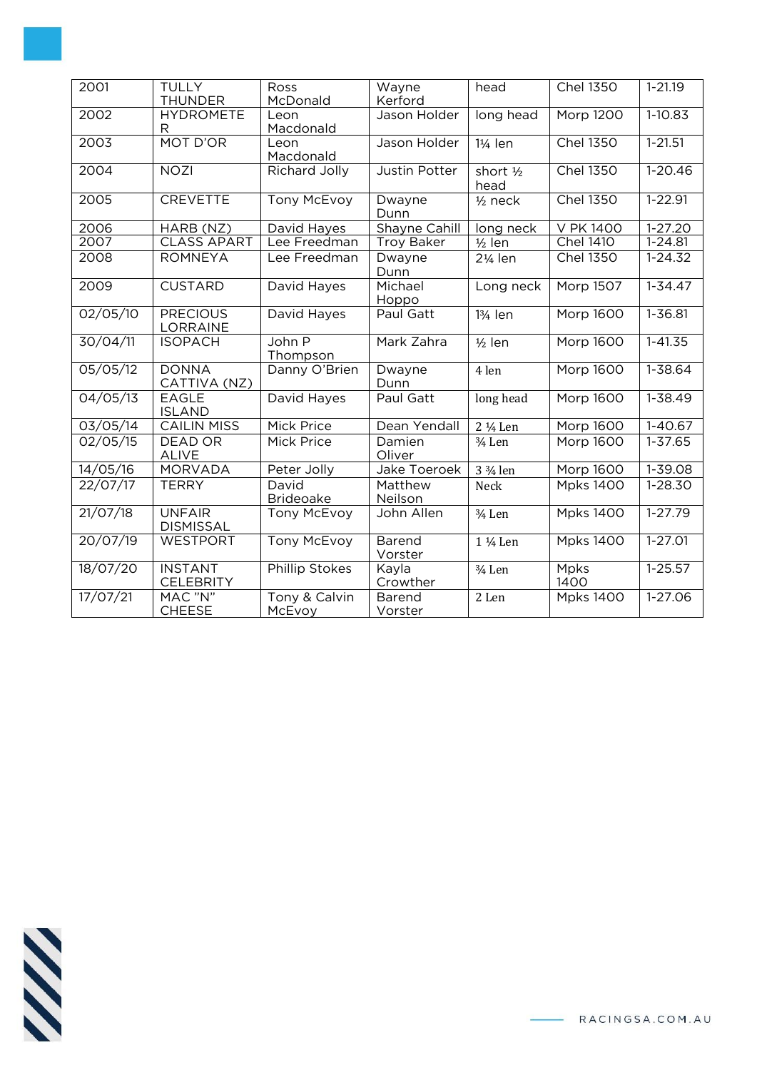| | | | | | | |
|---|---|---|---|---|---|---|
| 2001 | TULLY THUNDER | Ross McDonald | Wayne Kerford | head | Chel 1350 | 1-21.19 |
| 2002 | HYDROMETER | Leon Macdonald | Jason Holder | long head | Morp 1200 | 1-10.83 |
| 2003 | MOT D'OR | Leon Macdonald | Jason Holder | 1¼ len | Chel 1350 | 1-21.51 |
| 2004 | NOZI | Richard Jolly | Justin Potter | short ½ head | Chel 1350 | 1-20.46 |
| 2005 | CREVETTE | Tony McEvoy | Dwayne Dunn | ½ neck | Chel 1350 | 1-22.91 |
| 2006 | HARB (NZ) | David Hayes | Shayne Cahill | long neck | V PK 1400 | 1-27.20 |
| 2007 | CLASS APART | Lee Freedman | Troy Baker | ½ len | Chel 1410 | 1-24.81 |
| 2008 | ROMNEYA | Lee Freedman | Dwayne Dunn | 2¼ len | Chel 1350 | 1-24.32 |
| 2009 | CUSTARD | David Hayes | Michael Hoppo | Long neck | Morp 1507 | 1-34.47 |
| 02/05/10 | PRECIOUS LORRAINE | David Hayes | Paul Gatt | 1¾ len | Morp 1600 | 1-36.81 |
| 30/04/11 | ISOPACH | John P Thompson | Mark Zahra | ½ len | Morp 1600 | 1-41.35 |
| 05/05/12 | DONNA CATTIVA (NZ) | Danny O'Brien | Dwayne Dunn | 4 len | Morp 1600 | 1-38.64 |
| 04/05/13 | EAGLE ISLAND | David Hayes | Paul Gatt | long head | Morp 1600 | 1-38.49 |
| 03/05/14 | CAILIN MISS | Mick Price | Dean Yendall | 2 ¼ Len | Morp 1600 | 1-40.67 |
| 02/05/15 | DEAD OR ALIVE | Mick Price | Damien Oliver | ¾ Len | Morp 1600 | 1-37.65 |
| 14/05/16 | MORVADA | Peter Jolly | Jake Toeroek | 3 ¾ len | Morp 1600 | 1-39.08 |
| 22/07/17 | TERRY | David Brideoake | Matthew Neilson | Neck | Mpks 1400 | 1-28.30 |
| 21/07/18 | UNFAIR DISMISSAL | Tony McEvoy | John Allen | ¾ Len | Mpks 1400 | 1-27.79 |
| 20/07/19 | WESTPORT | Tony McEvoy | Barend Vorster | 1 ¼ Len | Mpks 1400 | 1-27.01 |
| 18/07/20 | INSTANT CELEBRITY | Phillip Stokes | Kayla Crowther | ¾ Len | Mpks 1400 | 1-25.57 |
| 17/07/21 | MAC "N" CHEESE | Tony & Calvin McEvoy | Barend Vorster | 2 Len | Mpks 1400 | 1-27.06 |